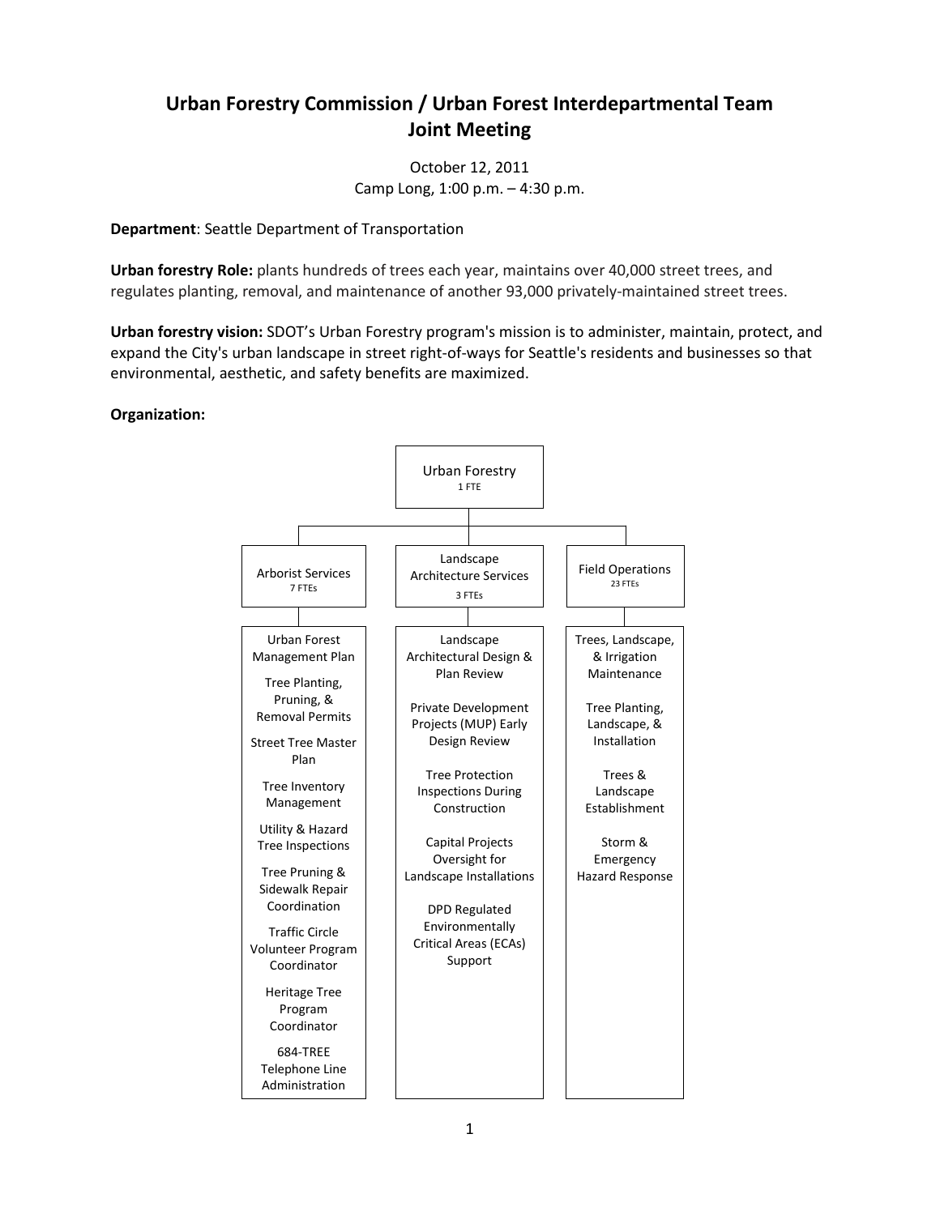# Urban Forestry Commission / Urban Forest Interdepartmental Team Joint Meeting

October 12, 2011
Camp Long, 1:00 p.m. – 4:30 p.m.

**Department**: Seattle Department of Transportation

**Urban forestry Role:** plants hundreds of trees each year, maintains over 40,000 street trees, and regulates planting, removal, and maintenance of another 93,000 privately-maintained street trees.

**Urban forestry vision:** SDOT's Urban Forestry program's mission is to administer, maintain, protect, and expand the City's urban landscape in street right-of-ways for Seattle's residents and businesses so that environmental, aesthetic, and safety benefits are maximized.

**Organization:**

**Urban Forestry** (1 FTE)

- **Arborist Services** (7 FTEs)
  - Urban Forest Management Plan
  - Tree Planting, Pruning, & Removal Permits
  - Street Tree Master Plan
  - Tree Inventory Management
  - Utility & Hazard Tree Inspections
  - Tree Pruning & Sidewalk Repair Coordination
  - Traffic Circle Volunteer Program Coordinator
  - Heritage Tree Program Coordinator
  - 684-TREE Telephone Line Administration
- **Landscape Architecture Services** (3 FTEs)
  - Landscape Architectural Design & Plan Review
  - Private Development Projects (MUP) Early Design Review
  - Tree Protection Inspections During Construction
  - Capital Projects Oversight for Landscape Installations
  - DPD Regulated Environmentally Critical Areas (ECAs) Support
- **Field Operations** (23 FTEs)
  - Trees, Landscape, & Irrigation Maintenance
  - Tree Planting, Landscape, & Installation
  - Trees & Landscape Establishment
  - Storm & Emergency Hazard Response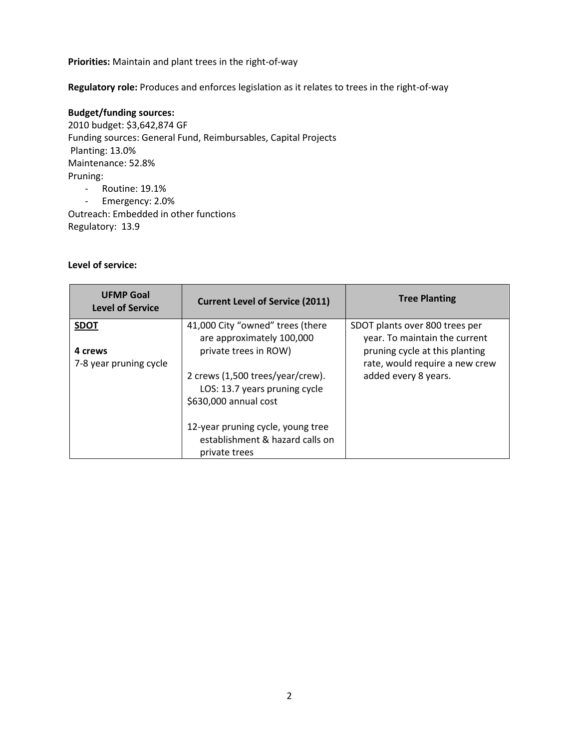**Priorities:** Maintain and plant trees in the right-of-way

**Regulatory role:** Produces and enforces legislation as it relates to trees in the right-of-way

**Budget/funding sources:**

2010 budget: $3,642,874 GF
Funding sources: General Fund, Reimbursables, Capital Projects
Planting: 13.0%
Maintenance: 52.8%
Pruning:

- Routine: 19.1%
- Emergency: 2.0%

Outreach: Embedded in other functions
Regulatory: 13.9

**Level of service:**

| UFMP Goal Level of Service | Current Level of Service (2011) | Tree Planting |
|---|---|---|
| **SDOT**<br><br>**4 crews**<br>7-8 year pruning cycle | 41,000 City "owned" trees (there are approximately 100,000 private trees in ROW)<br><br>2 crews (1,500 trees/year/crew). LOS: 13.7 years pruning cycle<br>$630,000 annual cost<br><br>12-year pruning cycle, young tree establishment & hazard calls on private trees | SDOT plants over 800 trees per year. To maintain the current pruning cycle at this planting rate, would require a new crew added every 8 years. |